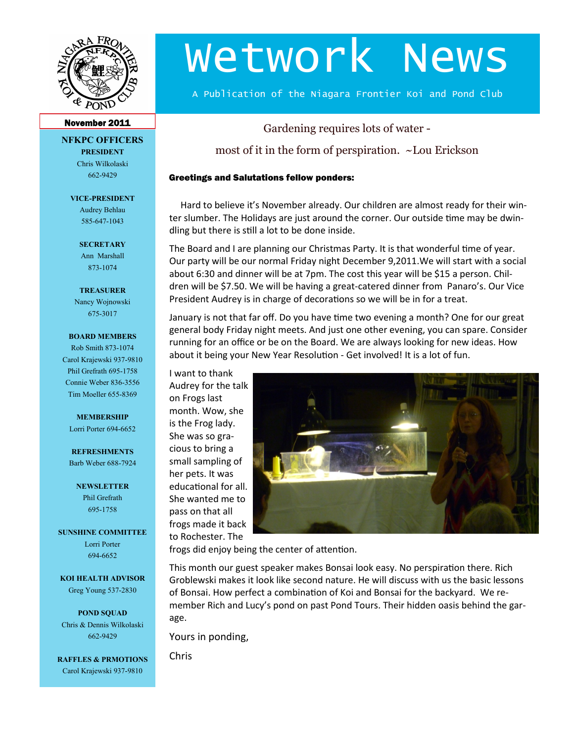# Wetwork News

A Publication of the Niagara Frontier Koi and Pond Club

**November 2011**

## NFKPC OFFICERS

**PRESIDENT**
Chris Wilkolaski
662-9429

**VICE-PRESIDENT**
Audrey Behlau
585-647-1043

**SECRETARY**
Ann Marshall
873-1074

**TREASURER**
Nancy Wojnowski
675-3017

**BOARD MEMBERS**
Rob Smith 873-1074
Carol Krajewski 937-9810
Phil Grefrath 695-1758
Connie Weber 836-3556
Tim Moeller 655-8369

**MEMBERSHIP**
Lorri Porter 694-6652

**REFRESHMENTS**
Barb Weber 688-7924

**NEWSLETTER**
Phil Grefrath
695-1758

**SUNSHINE COMMITTEE**
Lorri Porter
694-6652

**KOI HEALTH ADVISOR**
Greg Young 537-2830

**POND SQUAD**
Chris & Dennis Wilkolaski
662-9429

**RAFFLES & PRMOTIONS**
Carol Krajewski 937-9810

---

Gardening requires lots of water -

most of it in the form of perspiration. ~Lou Erickson

**Greetings and Salutations fellow ponders:**

Hard to believe it's November already. Our children are almost ready for their winter slumber. The Holidays are just around the corner. Our outside time may be dwindling but there is still a lot to be done inside.

The Board and I are planning our Christmas Party. It is that wonderful time of year. Our party will be our normal Friday night December 9,2011.We will start with a social about 6:30 and dinner will be at 7pm. The cost this year will be $15 a person. Children will be $7.50. We will be having a great-catered dinner from Panaro's. Our Vice President Audrey is in charge of decorations so we will be in for a treat.

January is not that far off. Do you have time two evening a month? One for our great general body Friday night meets. And just one other evening, you can spare. Consider running for an office or be on the Board. We are always looking for new ideas. How about it being your New Year Resolution - Get involved! It is a lot of fun.

I want to thank Audrey for the talk on Frogs last month. Wow, she is the Frog lady. She was so gracious to bring a small sampling of her pets. It was educational for all. She wanted me to pass on that all frogs made it back to Rochester. The frogs did enjoy being the center of attention.

This month our guest speaker makes Bonsai look easy. No perspiration there. Rich Groblewski makes it look like second nature. He will discuss with us the basic lessons of Bonsai. How perfect a combination of Koi and Bonsai for the backyard. We remember Rich and Lucy's pond on past Pond Tours. Their hidden oasis behind the garage.

Yours in ponding,

Chris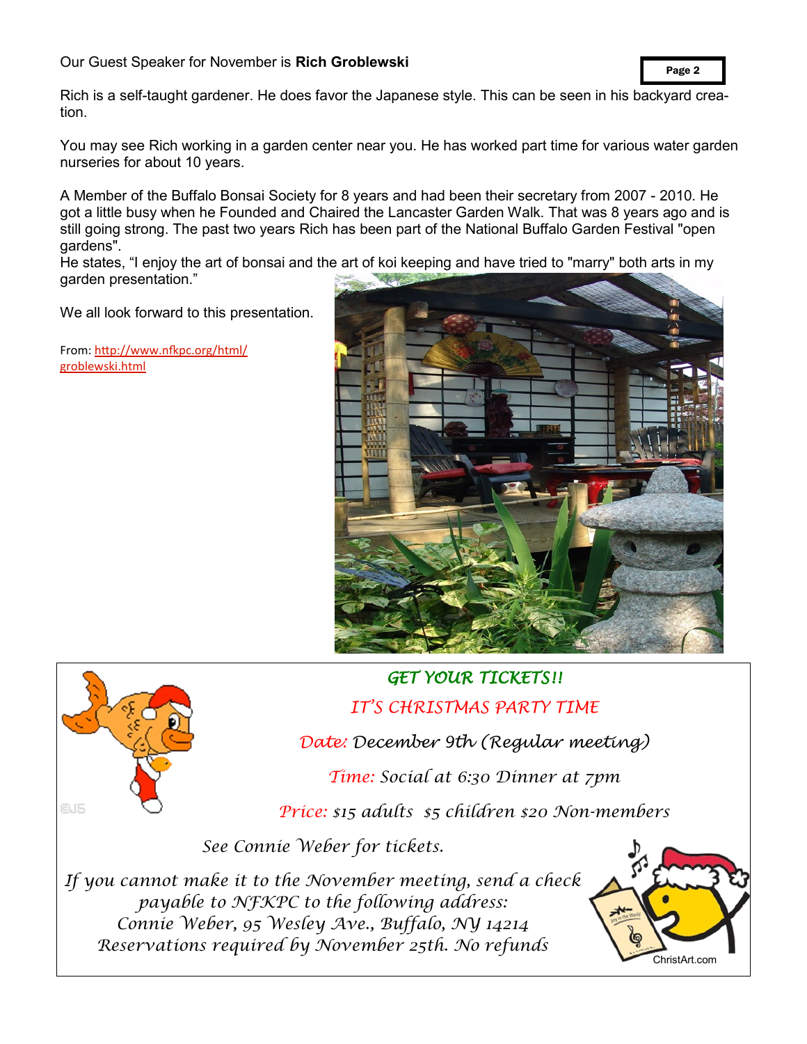Our Guest Speaker for November is **Rich Groblewski**

Rich is a self-taught gardener. He does favor the Japanese style. This can be seen in his backyard creation.

You may see Rich working in a garden center near you. He has worked part time for various water garden nurseries for about 10 years.

A Member of the Buffalo Bonsai Society for 8 years and had been their secretary from 2007 - 2010. He got a little busy when he Founded and Chaired the Lancaster Garden Walk. That was 8 years ago and is still going strong. The past two years Rich has been part of the National Buffalo Garden Festival "open gardens".
He states, "I enjoy the art of bonsai and the art of koi keeping and have tried to "marry" both arts in my garden presentation."

We all look forward to this presentation.

From: [http://www.nfkpc.org/html/groblewski.html](http://www.nfkpc.org/html/groblewski.html)

## GET YOUR TICKETS!!

## IT'S CHRISTMAS PARTY TIME

*Date:* December 9th (Regular meeting)

*Time:* Social at 6:30 Dinner at 7pm

*Price:* $15 adults $5 children $20 Non-members

See Connie Weber for tickets.

If you cannot make it to the November meeting, send a check payable to NFKPC to the following address:
Connie Weber, 95 Wesley Ave., Buffalo, NY 14214
Reservations required by November 25th. No refunds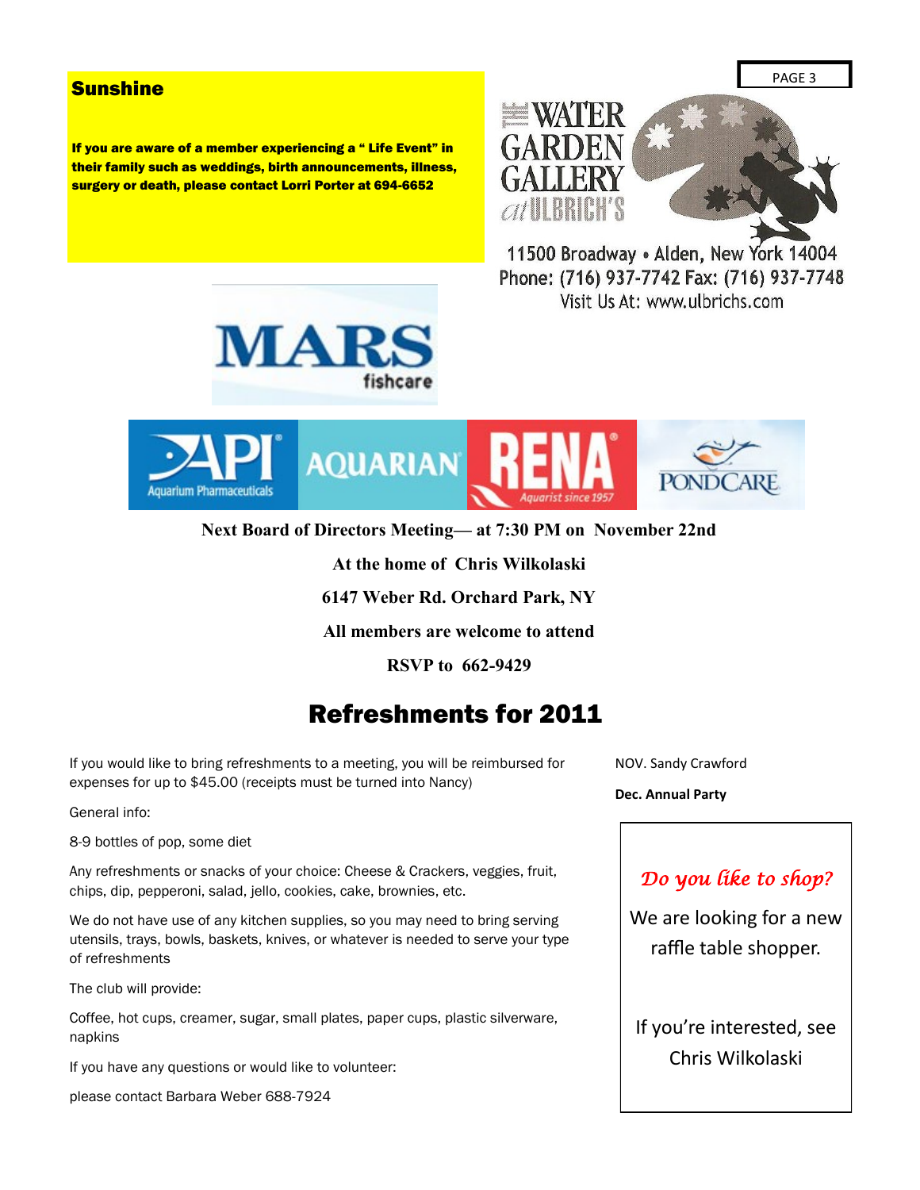## Sunshine

**If you are aware of a member experiencing a " Life Event" in their family such as weddings, birth announcements, illness, surgery or death, please contact Lorri Porter at 694-6652**

THE WATER GARDEN GALLERY at ULBRICH'S

11500 Broadway • Alden, New York 14004
Phone: (716) 937-7742 Fax: (716) 937-7748
Visit Us At: www.ulbrichs.com

MARS fishcare

API Aquarium Pharmaceuticals | AQUARIAN | RENA Aquarist since 1957 | PONDCARE

**Next Board of Directors Meeting— at 7:30 PM on November 22nd**

**At the home of Chris Wilkolaski**

**6147 Weber Rd. Orchard Park, NY**

**All members are welcome to attend**

**RSVP to 662-9429**

# Refreshments for 2011

If you would like to bring refreshments to a meeting, you will be reimbursed for expenses for up to $45.00 (receipts must be turned into Nancy)

General info:

8-9 bottles of pop, some diet

Any refreshments or snacks of your choice: Cheese & Crackers, veggies, fruit, chips, dip, pepperoni, salad, jello, cookies, cake, brownies, etc.

We do not have use of any kitchen supplies, so you may need to bring serving utensils, trays, bowls, baskets, knives, or whatever is needed to serve your type of refreshments

The club will provide:

Coffee, hot cups, creamer, sugar, small plates, paper cups, plastic silverware, napkins

If you have any questions or would like to volunteer:

please contact Barbara Weber 688-7924

NOV. Sandy Crawford

**Dec. Annual Party**

*Do you like to shop?*

We are looking for a new raffle table shopper.

If you're interested, see Chris Wilkolaski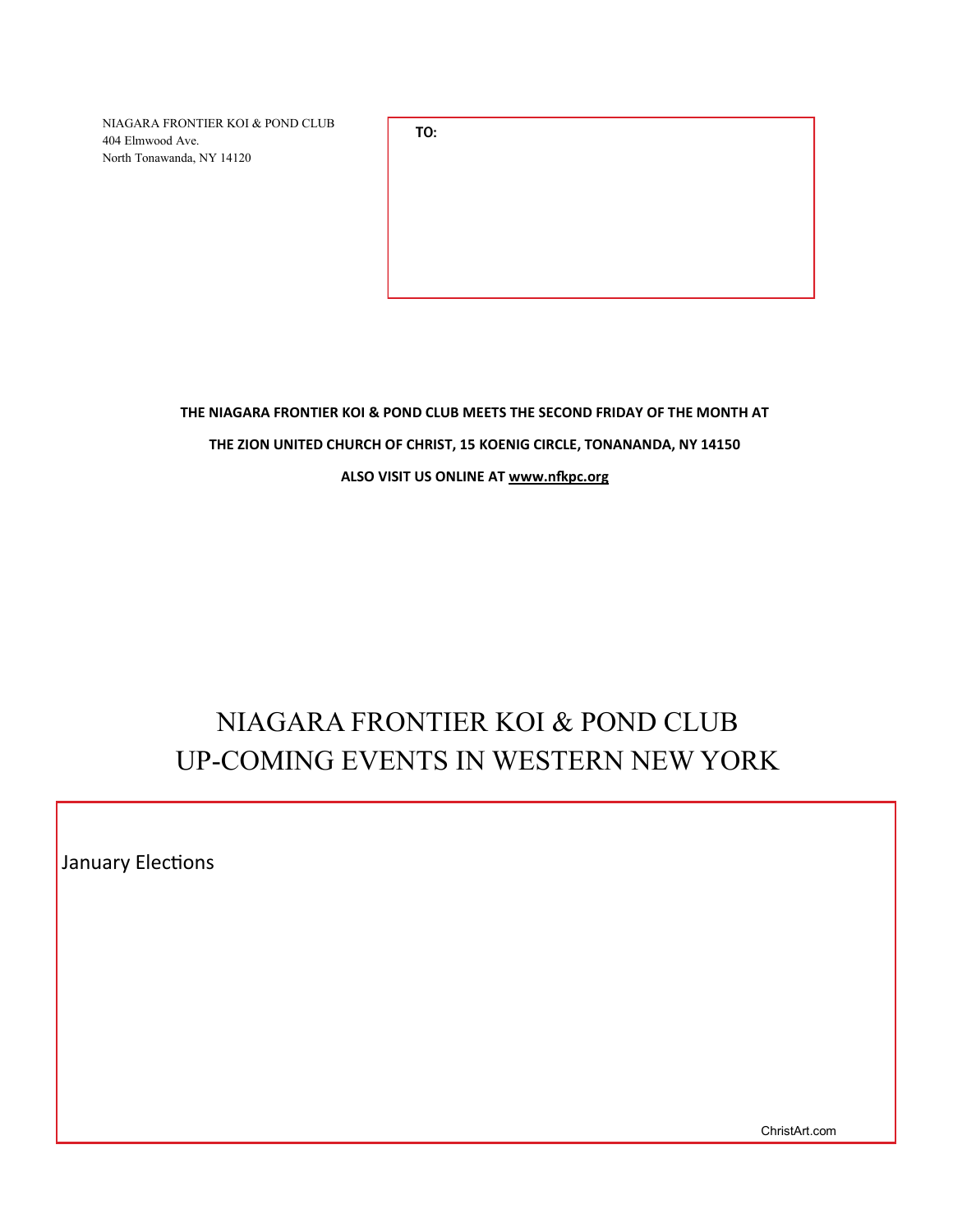NIAGARA FRONTIER KOI & POND CLUB
404 Elmwood Ave.
North Tonawanda, NY 14120

**TO:**

**THE NIAGARA FRONTIER KOI & POND CLUB MEETS THE SECOND FRIDAY OF THE MONTH AT**

**THE ZION UNITED CHURCH OF CHRIST, 15 KOENIG CIRCLE, TONANANDA, NY 14150**

**ALSO VISIT US ONLINE AT www.nfkpc.org**

# NIAGARA FRONTIER KOI & POND CLUB
# UP-COMING EVENTS IN WESTERN NEW YORK

January Elections

ChristArt.com